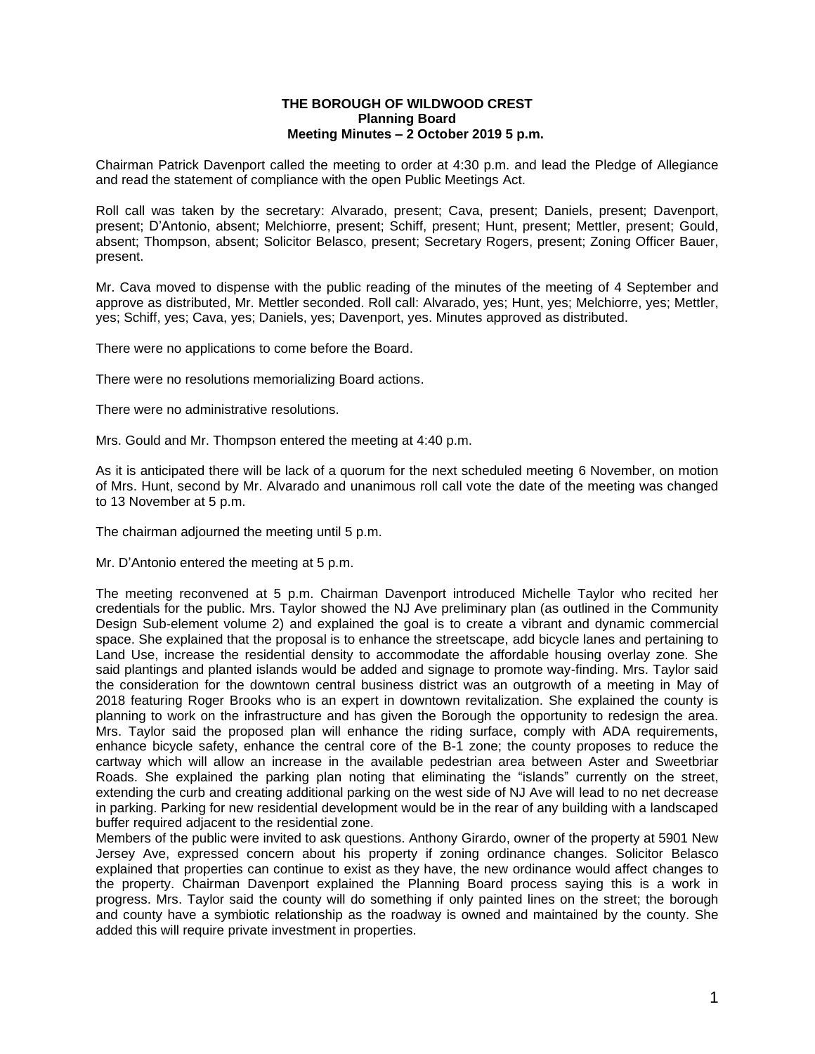**THE BOROUGH OF WILDWOOD CREST**
**Planning Board**
**Meeting Minutes – 2 October 2019 5 p.m.**

Chairman Patrick Davenport called the meeting to order at 4:30 p.m. and lead the Pledge of Allegiance and read the statement of compliance with the open Public Meetings Act.

Roll call was taken by the secretary: Alvarado, present; Cava, present; Daniels, present; Davenport, present; D'Antonio, absent; Melchiorre, present; Schiff, present; Hunt, present; Mettler, present; Gould, absent; Thompson, absent; Solicitor Belasco, present; Secretary Rogers, present; Zoning Officer Bauer, present.

Mr. Cava moved to dispense with the public reading of the minutes of the meeting of 4 September and approve as distributed, Mr. Mettler seconded. Roll call: Alvarado, yes; Hunt, yes; Melchiorre, yes; Mettler, yes; Schiff, yes; Cava, yes; Daniels, yes; Davenport, yes. Minutes approved as distributed.

There were no applications to come before the Board.

There were no resolutions memorializing Board actions.

There were no administrative resolutions.

Mrs. Gould and Mr. Thompson entered the meeting at 4:40 p.m.

As it is anticipated there will be lack of a quorum for the next scheduled meeting 6 November, on motion of Mrs. Hunt, second by Mr. Alvarado and unanimous roll call vote the date of the meeting was changed to 13 November at 5 p.m.

The chairman adjourned the meeting until 5 p.m.

Mr. D'Antonio entered the meeting at 5 p.m.

The meeting reconvened at 5 p.m. Chairman Davenport introduced Michelle Taylor who recited her credentials for the public. Mrs. Taylor showed the NJ Ave preliminary plan (as outlined in the Community Design Sub-element volume 2) and explained the goal is to create a vibrant and dynamic commercial space. She explained that the proposal is to enhance the streetscape, add bicycle lanes and pertaining to Land Use, increase the residential density to accommodate the affordable housing overlay zone. She said plantings and planted islands would be added and signage to promote way-finding. Mrs. Taylor said the consideration for the downtown central business district was an outgrowth of a meeting in May of 2018 featuring Roger Brooks who is an expert in downtown revitalization. She explained the county is planning to work on the infrastructure and has given the Borough the opportunity to redesign the area. Mrs. Taylor said the proposed plan will enhance the riding surface, comply with ADA requirements, enhance bicycle safety, enhance the central core of the B-1 zone; the county proposes to reduce the cartway which will allow an increase in the available pedestrian area between Aster and Sweetbriar Roads. She explained the parking plan noting that eliminating the "islands" currently on the street, extending the curb and creating additional parking on the west side of NJ Ave will lead to no net decrease in parking. Parking for new residential development would be in the rear of any building with a landscaped buffer required adjacent to the residential zone.

Members of the public were invited to ask questions. Anthony Girardo, owner of the property at 5901 New Jersey Ave, expressed concern about his property if zoning ordinance changes. Solicitor Belasco explained that properties can continue to exist as they have, the new ordinance would affect changes to the property. Chairman Davenport explained the Planning Board process saying this is a work in progress. Mrs. Taylor said the county will do something if only painted lines on the street; the borough and county have a symbiotic relationship as the roadway is owned and maintained by the county. She added this will require private investment in properties.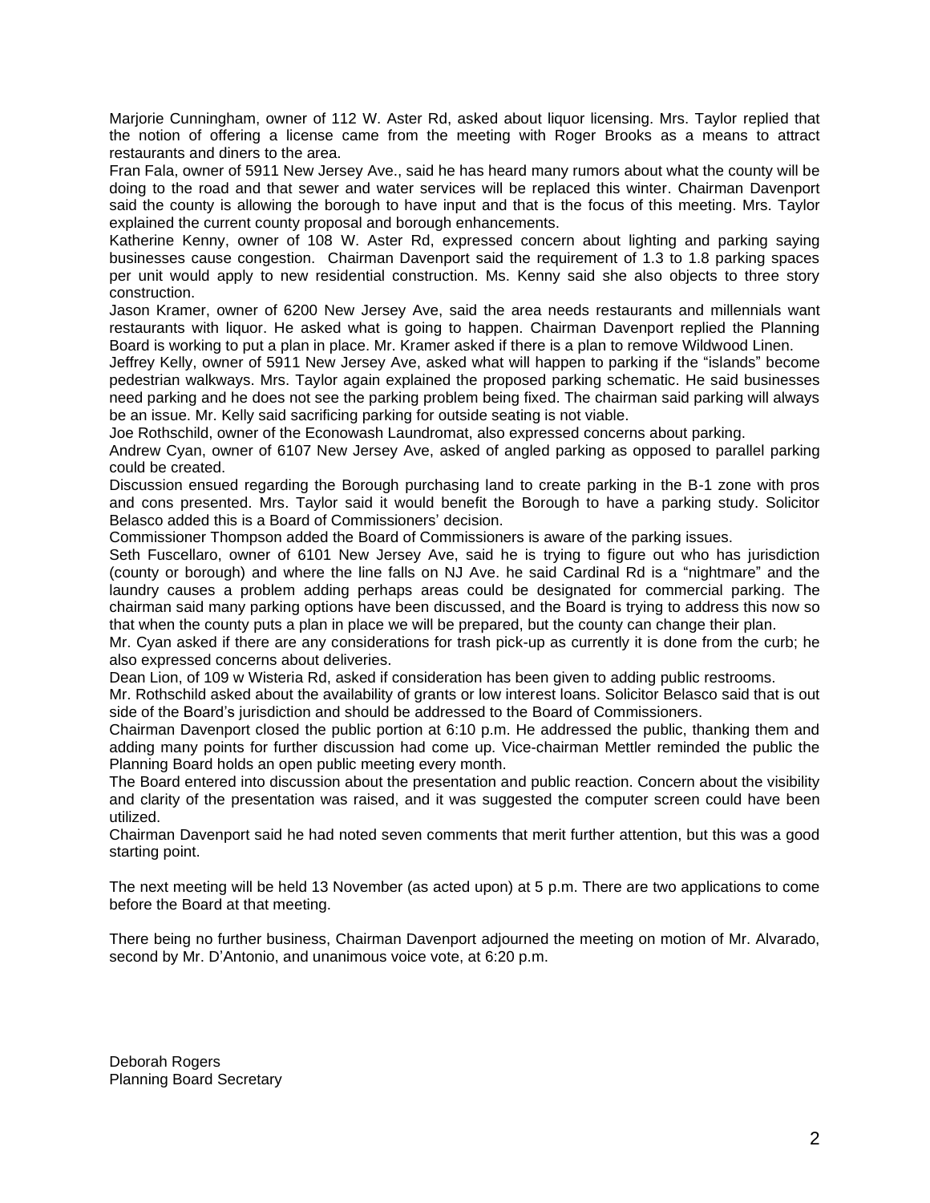Marjorie Cunningham, owner of 112 W. Aster Rd, asked about liquor licensing. Mrs. Taylor replied that the notion of offering a license came from the meeting with Roger Brooks as a means to attract restaurants and diners to the area.

Fran Fala, owner of 5911 New Jersey Ave., said he has heard many rumors about what the county will be doing to the road and that sewer and water services will be replaced this winter. Chairman Davenport said the county is allowing the borough to have input and that is the focus of this meeting. Mrs. Taylor explained the current county proposal and borough enhancements.

Katherine Kenny, owner of 108 W. Aster Rd, expressed concern about lighting and parking saying businesses cause congestion. Chairman Davenport said the requirement of 1.3 to 1.8 parking spaces per unit would apply to new residential construction. Ms. Kenny said she also objects to three story construction.

Jason Kramer, owner of 6200 New Jersey Ave, said the area needs restaurants and millennials want restaurants with liquor. He asked what is going to happen. Chairman Davenport replied the Planning Board is working to put a plan in place. Mr. Kramer asked if there is a plan to remove Wildwood Linen.

Jeffrey Kelly, owner of 5911 New Jersey Ave, asked what will happen to parking if the "islands" become pedestrian walkways. Mrs. Taylor again explained the proposed parking schematic. He said businesses need parking and he does not see the parking problem being fixed. The chairman said parking will always be an issue. Mr. Kelly said sacrificing parking for outside seating is not viable.

Joe Rothschild, owner of the Econowash Laundromat, also expressed concerns about parking.

Andrew Cyan, owner of 6107 New Jersey Ave, asked of angled parking as opposed to parallel parking could be created.

Discussion ensued regarding the Borough purchasing land to create parking in the B-1 zone with pros and cons presented. Mrs. Taylor said it would benefit the Borough to have a parking study. Solicitor Belasco added this is a Board of Commissioners' decision.

Commissioner Thompson added the Board of Commissioners is aware of the parking issues.

Seth Fuscellaro, owner of 6101 New Jersey Ave, said he is trying to figure out who has jurisdiction (county or borough) and where the line falls on NJ Ave. he said Cardinal Rd is a "nightmare" and the laundry causes a problem adding perhaps areas could be designated for commercial parking. The chairman said many parking options have been discussed, and the Board is trying to address this now so that when the county puts a plan in place we will be prepared, but the county can change their plan.

Mr. Cyan asked if there are any considerations for trash pick-up as currently it is done from the curb; he also expressed concerns about deliveries.

Dean Lion, of 109 w Wisteria Rd, asked if consideration has been given to adding public restrooms.

Mr. Rothschild asked about the availability of grants or low interest loans. Solicitor Belasco said that is out side of the Board's jurisdiction and should be addressed to the Board of Commissioners.

Chairman Davenport closed the public portion at 6:10 p.m. He addressed the public, thanking them and adding many points for further discussion had come up. Vice-chairman Mettler reminded the public the Planning Board holds an open public meeting every month.

The Board entered into discussion about the presentation and public reaction. Concern about the visibility and clarity of the presentation was raised, and it was suggested the computer screen could have been utilized.

Chairman Davenport said he had noted seven comments that merit further attention, but this was a good starting point.

The next meeting will be held 13 November (as acted upon) at 5 p.m. There are two applications to come before the Board at that meeting.

There being no further business, Chairman Davenport adjourned the meeting on motion of Mr. Alvarado, second by Mr. D'Antonio, and unanimous voice vote, at 6:20 p.m.

Deborah Rogers
Planning Board Secretary